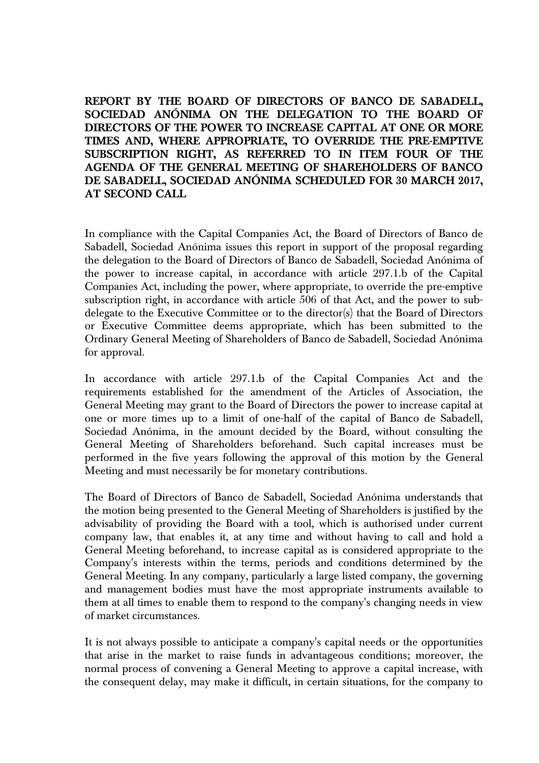**REPORT BY THE BOARD OF DIRECTORS OF BANCO DE SABADELL, SOCIEDAD ANÓNIMA ON THE DELEGATION TO THE BOARD OF DIRECTORS OF THE POWER TO INCREASE CAPITAL AT ONE OR MORE TIMES AND, WHERE APPROPRIATE, TO OVERRIDE THE PRE-EMPTIVE SUBSCRIPTION RIGHT, AS REFERRED TO IN ITEM FOUR OF THE AGENDA OF THE GENERAL MEETING OF SHAREHOLDERS OF BANCO DE SABADELL, SOCIEDAD ANÓNIMA SCHEDULED FOR 30 MARCH 2017, AT SECOND CALL**

In compliance with the Capital Companies Act, the Board of Directors of Banco de Sabadell, Sociedad Anónima issues this report in support of the proposal regarding the delegation to the Board of Directors of Banco de Sabadell, Sociedad Anónima of the power to increase capital, in accordance with article 297.1.b of the Capital Companies Act, including the power, where appropriate, to override the pre-emptive subscription right, in accordance with article 506 of that Act, and the power to sub-delegate to the Executive Committee or to the director(s) that the Board of Directors or Executive Committee deems appropriate, which has been submitted to the Ordinary General Meeting of Shareholders of Banco de Sabadell, Sociedad Anónima for approval.

In accordance with article 297.1.b of the Capital Companies Act and the requirements established for the amendment of the Articles of Association, the General Meeting may grant to the Board of Directors the power to increase capital at one or more times up to a limit of one-half of the capital of Banco de Sabadell, Sociedad Anónima, in the amount decided by the Board, without consulting the General Meeting of Shareholders beforehand. Such capital increases must be performed in the five years following the approval of this motion by the General Meeting and must necessarily be for monetary contributions.

The Board of Directors of Banco de Sabadell, Sociedad Anónima understands that the motion being presented to the General Meeting of Shareholders is justified by the advisability of providing the Board with a tool, which is authorised under current company law, that enables it, at any time and without having to call and hold a General Meeting beforehand, to increase capital as is considered appropriate to the Company's interests within the terms, periods and conditions determined by the General Meeting. In any company, particularly a large listed company, the governing and management bodies must have the most appropriate instruments available to them at all times to enable them to respond to the company's changing needs in view of market circumstances.

It is not always possible to anticipate a company's capital needs or the opportunities that arise in the market to raise funds in advantageous conditions; moreover, the normal process of convening a General Meeting to approve a capital increase, with the consequent delay, may make it difficult, in certain situations, for the company to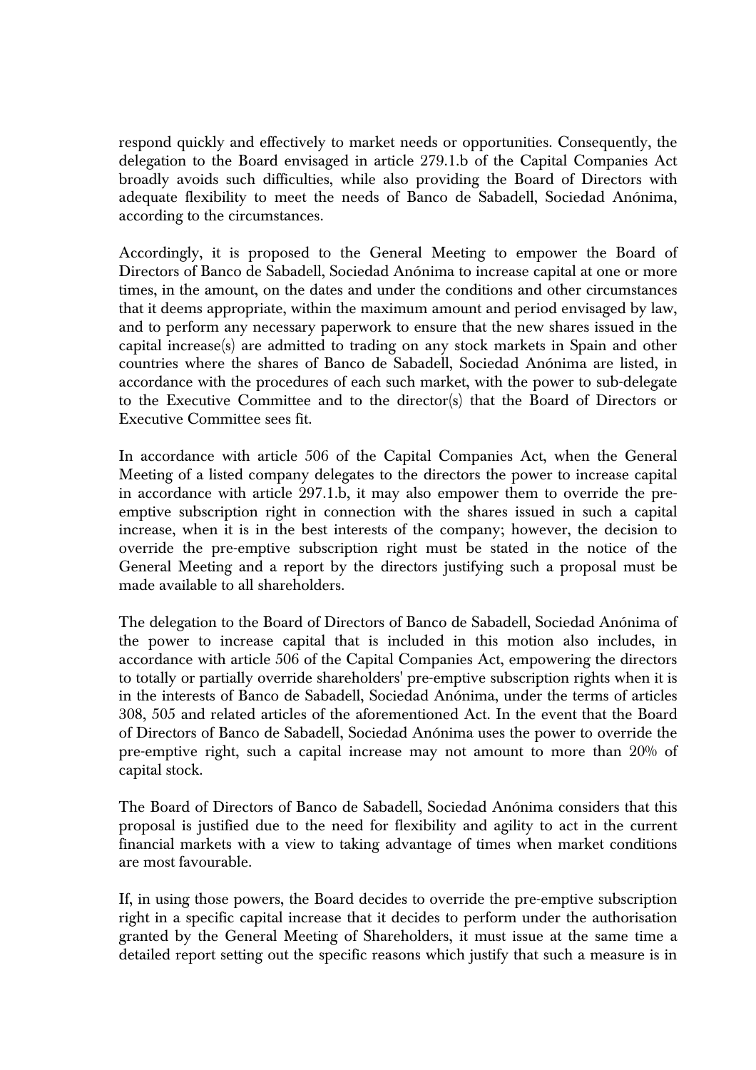respond quickly and effectively to market needs or opportunities. Consequently, the delegation to the Board envisaged in article 279.1.b of the Capital Companies Act broadly avoids such difficulties, while also providing the Board of Directors with adequate flexibility to meet the needs of Banco de Sabadell, Sociedad Anónima, according to the circumstances.

Accordingly, it is proposed to the General Meeting to empower the Board of Directors of Banco de Sabadell, Sociedad Anónima to increase capital at one or more times, in the amount, on the dates and under the conditions and other circumstances that it deems appropriate, within the maximum amount and period envisaged by law, and to perform any necessary paperwork to ensure that the new shares issued in the capital increase(s) are admitted to trading on any stock markets in Spain and other countries where the shares of Banco de Sabadell, Sociedad Anónima are listed, in accordance with the procedures of each such market, with the power to sub-delegate to the Executive Committee and to the director(s) that the Board of Directors or Executive Committee sees fit.

In accordance with article 506 of the Capital Companies Act, when the General Meeting of a listed company delegates to the directors the power to increase capital in accordance with article 297.1.b, it may also empower them to override the pre-emptive subscription right in connection with the shares issued in such a capital increase, when it is in the best interests of the company; however, the decision to override the pre-emptive subscription right must be stated in the notice of the General Meeting and a report by the directors justifying such a proposal must be made available to all shareholders.

The delegation to the Board of Directors of Banco de Sabadell, Sociedad Anónima of the power to increase capital that is included in this motion also includes, in accordance with article 506 of the Capital Companies Act, empowering the directors to totally or partially override shareholders' pre-emptive subscription rights when it is in the interests of Banco de Sabadell, Sociedad Anónima, under the terms of articles 308, 505 and related articles of the aforementioned Act. In the event that the Board of Directors of Banco de Sabadell, Sociedad Anónima uses the power to override the pre-emptive right, such a capital increase may not amount to more than 20% of capital stock.

The Board of Directors of Banco de Sabadell, Sociedad Anónima considers that this proposal is justified due to the need for flexibility and agility to act in the current financial markets with a view to taking advantage of times when market conditions are most favourable.

If, in using those powers, the Board decides to override the pre-emptive subscription right in a specific capital increase that it decides to perform under the authorisation granted by the General Meeting of Shareholders, it must issue at the same time a detailed report setting out the specific reasons which justify that such a measure is in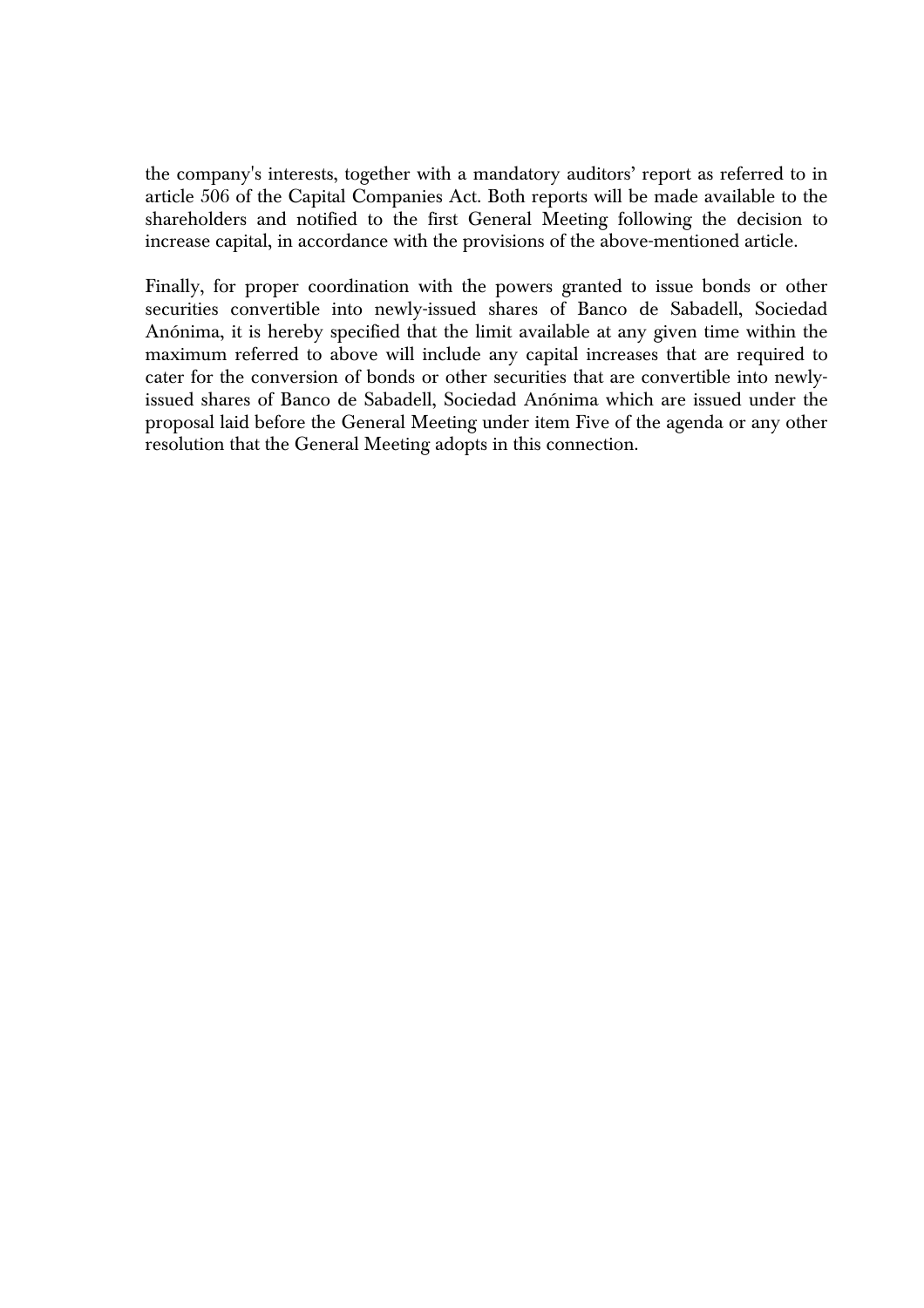the company's interests, together with a mandatory auditors' report as referred to in article 506 of the Capital Companies Act. Both reports will be made available to the shareholders and notified to the first General Meeting following the decision to increase capital, in accordance with the provisions of the above-mentioned article.

Finally, for proper coordination with the powers granted to issue bonds or other securities convertible into newly-issued shares of Banco de Sabadell, Sociedad Anónima, it is hereby specified that the limit available at any given time within the maximum referred to above will include any capital increases that are required to cater for the conversion of bonds or other securities that are convertible into newly-issued shares of Banco de Sabadell, Sociedad Anónima which are issued under the proposal laid before the General Meeting under item Five of the agenda or any other resolution that the General Meeting adopts in this connection.